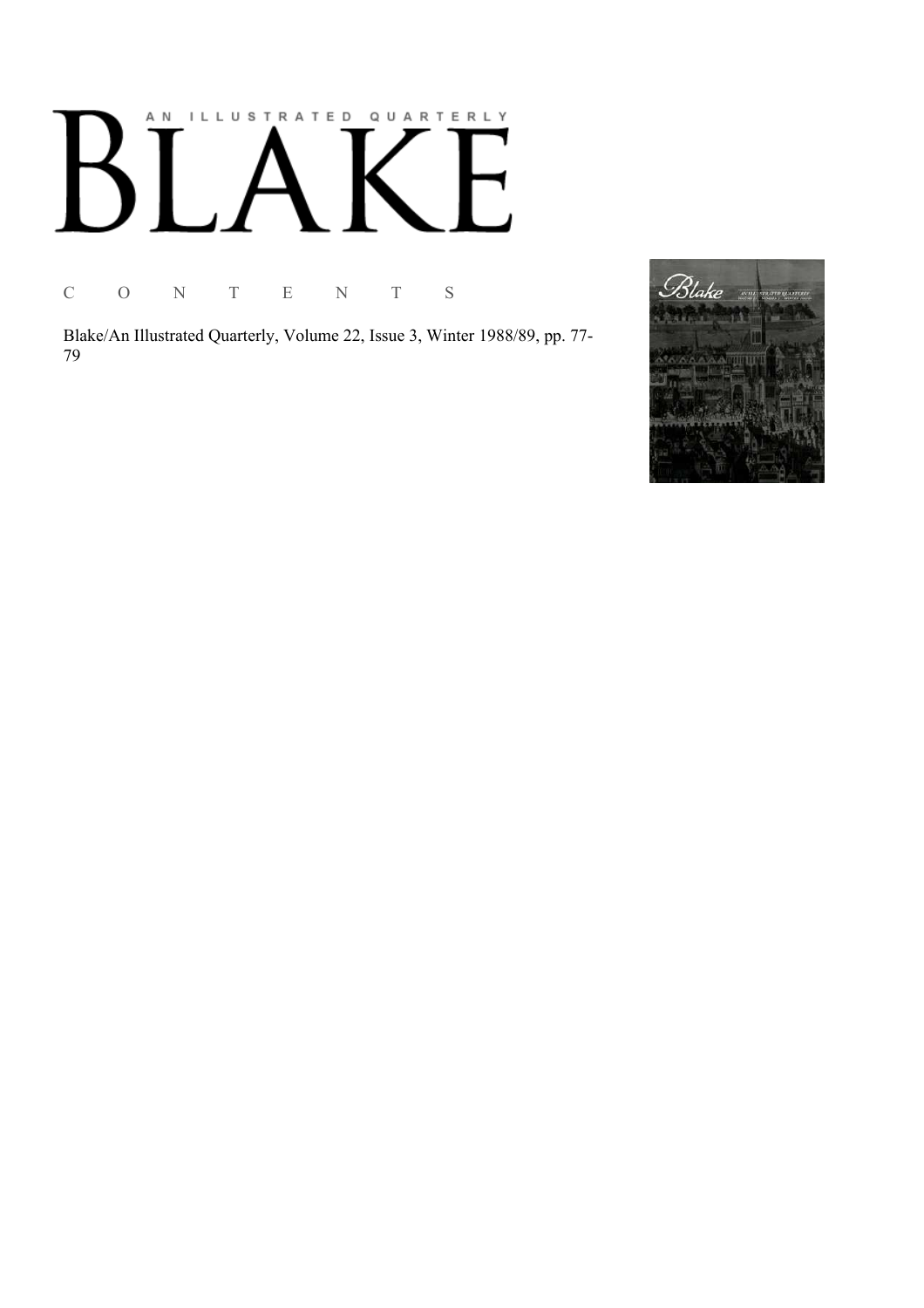# AN ILLUSTRATED QUARTERLY

# BLAKE

## C O N T E N T S

Blake/An Illustrated Quarterly, Volume 22, Issue 3, Winter 1988/89, pp. 77-79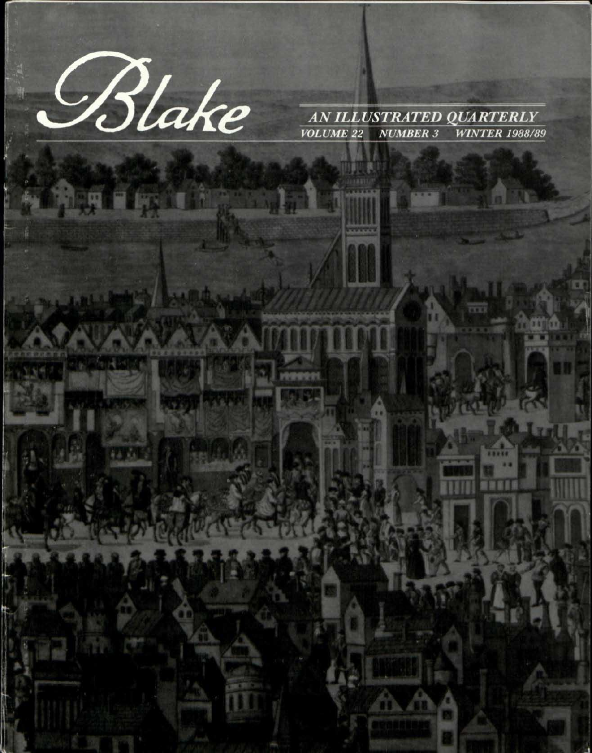# Blake

## AN ILLUSTRATED QUARTERLY

VOLUME 22 NUMBER 3 WINTER 1988/89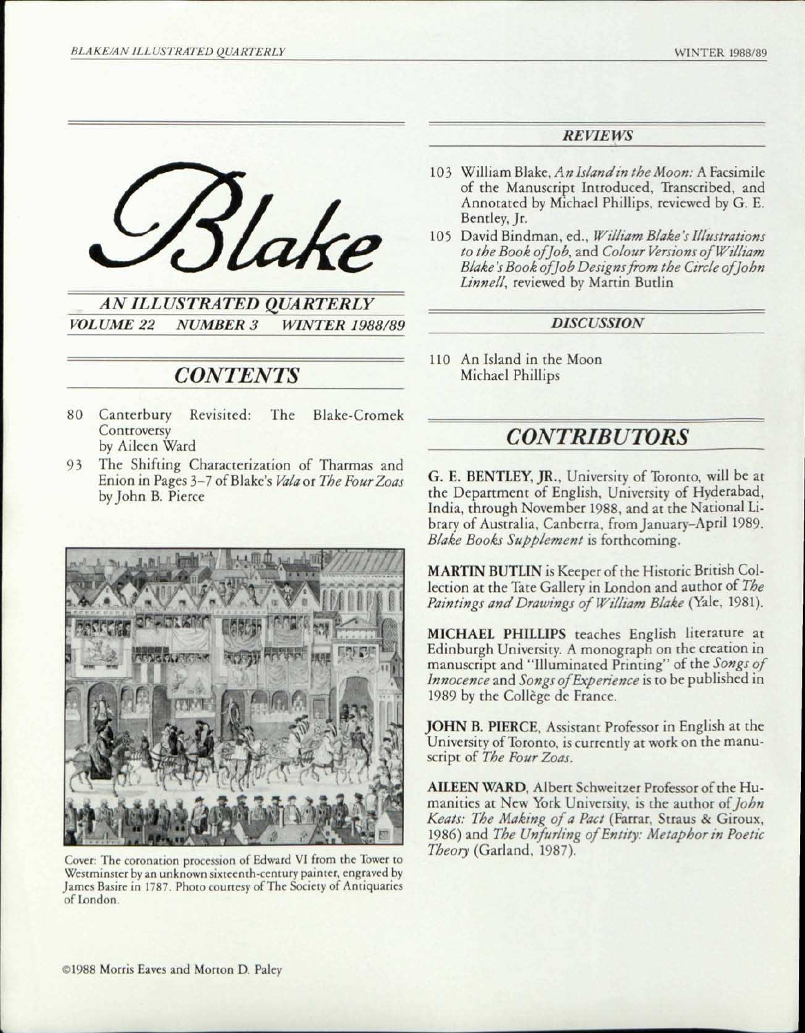# Blake

## AN ILLUSTRATED QUARTERLY

*VOLUME 22 NUMBER 3 WINTER 1988/89*

## CONTENTS

80 Canterbury Revisited: The Blake-Cromek Controversy
by Aileen Ward

93 The Shifting Characterization of Tharmas and Enion in Pages 3-7 of Blake's *Vala* or *The Four Zoas*
by John B. Pierce

Cover: The coronation procession of Edward VI from the Tower to Westminster by an unknown sixteenth-century painter, engraved by James Basire in 1787. Photo courtesy of The Society of Antiquaries of London.

## *REVIEWS*

103 William Blake, *An Island in the Moon:* A Facsimile of the Manuscript Introduced, Transcribed, and Annotated by Michael Phillips, reviewed by G. E. Bentley, Jr.

105 David Bindman, ed., *William Blake's Illustrations to the Book of Job,* and *Colour Versions of William Blake's Book of Job Designs from the Circle of John Linnell,* reviewed by Martin Butlin

## *DISCUSSION*

110 An Island in the Moon
Michael Phillips

## CONTRIBUTORS

**G. E. BENTLEY, JR.**, University of Toronto, will be at the Department of English, University of Hyderabad, India, through November 1988, and at the National Library of Australia, Canberra, from January–April 1989. *Blake Books Supplement* is forthcoming.

**MARTIN BUTLIN** is Keeper of the Historic British Collection at the Tate Gallery in London and author of *The Paintings and Drawings of William Blake* (Yale, 1981).

**MICHAEL PHILLIPS** teaches English literature at Edinburgh University. A monograph on the creation in manuscript and "Illuminated Printing" of the *Songs of Innocence* and *Songs of Experience* is to be published in 1989 by the Collège de France.

**JOHN B. PIERCE**, Assistant Professor in English at the University of Toronto, is currently at work on the manuscript of *The Four Zoas.*

**AILEEN WARD**, Albert Schweitzer Professor of the Humanities at New York University, is the author of *John Keats: The Making of a Poet* (Farrar, Straus & Giroux, 1986) and *The Unfurling of Entity: Metaphor in Poetic Theory* (Garland, 1987).

©1988 Morris Eaves and Morton D. Paley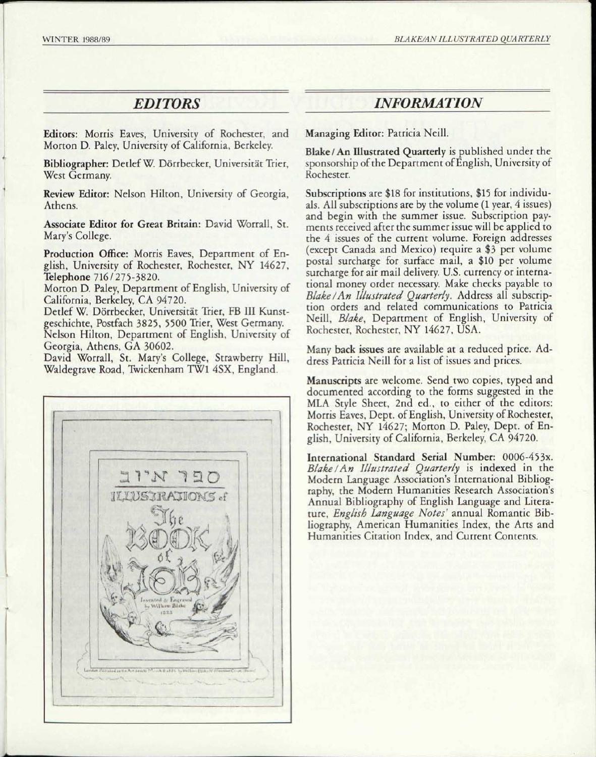## EDITORS

**Editors:** Morris Eaves, University of Rochester, and Morton D. Paley, University of California, Berkeley.

**Bibliographer:** Detlef W. Dörrbecker, Universität Trier, West Germany.

**Review Editor:** Nelson Hilton, University of Georgia, Athens.

**Associate Editor for Great Britain:** David Worrall, St. Mary's College.

**Production Office:** Morris Eaves, Department of English, University of Rochester, Rochester, NY 14627, **Telephone** 716/275-3820.

Morton D. Paley, Department of English, University of California, Berkeley, CA 94720.

Detlef W. Dörrbecker, Universität Trier, FB III Kunstgeschichte, Postfach 3825, 5500 Trier, West Germany.

Nelson Hilton, Department of English, University of Georgia, Athens, GA 30602.

David Worrall, St. Mary's College, Strawberry Hill, Waldegrave Road, Twickenham TW1 4SX, England.

## INFORMATION

**Managing Editor:** Patricia Neill.

**Blake / An Illustrated Quarterly** is published under the sponsorship of the Department of English, University of Rochester.

**Subscriptions** are $18 for institutions, $15 for individuals. All subscriptions are by the volume (1 year, 4 issues) and begin with the summer issue. Subscription payments received after the summer issue will be applied to the 4 issues of the current volume. Foreign addresses (except Canada and Mexico) require a $3 per volume postal surcharge for surface mail, a $10 per volume surcharge for air mail delivery. U.S. currency or international money order necessary. Make checks payable to *Blake / An Illustrated Quarterly*. Address all subscription orders and related communications to Patricia Neill, *Blake*, Department of English, University of Rochester, Rochester, NY 14627, USA.

Many **back issues** are available at a reduced price. Address Patricia Neill for a list of issues and prices.

**Manuscripts** are welcome. Send two copies, typed and documented according to the forms suggested in the MLA Style Sheet, 2nd ed., to either of the editors: Morris Eaves, Dept. of English, University of Rochester, Rochester, NY 14627; Morton D. Paley, Dept. of English, University of California, Berkeley, CA 94720.

**International Standard Serial Number:** 0006-453x. *Blake / An Illustrated Quarterly* is indexed in the Modern Language Association's International Bibliography, the Modern Humanities Research Association's Annual Bibliography of English Language and Literature, *English Language Notes'* annual Romantic Bibliography, American Humanities Index, the Arts and Humanities Citation Index, and Current Contents.